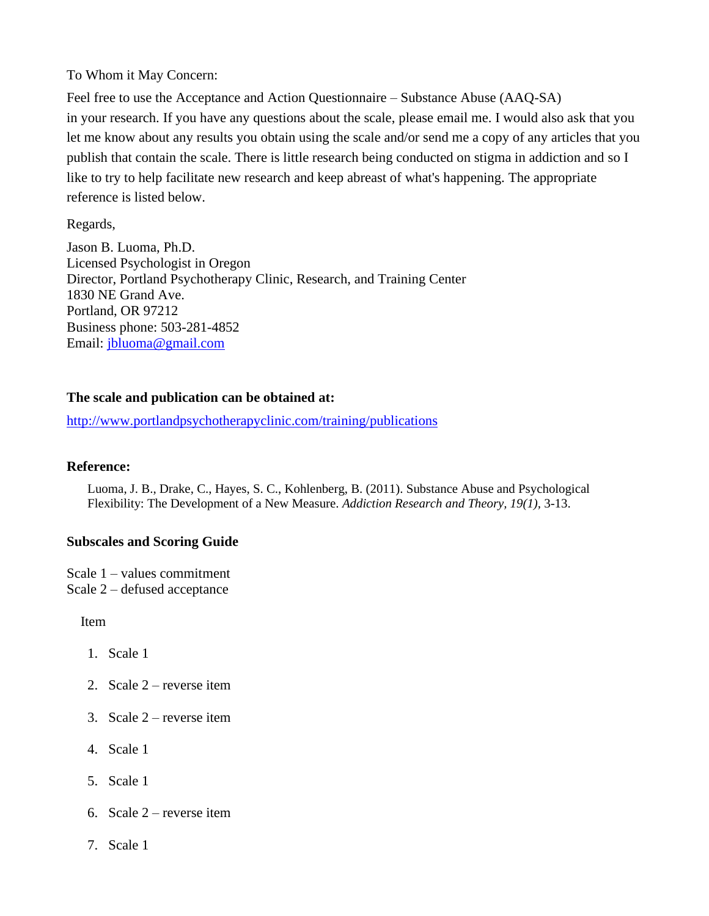To Whom it May Concern:

Feel free to use the Acceptance and Action Questionnaire – Substance Abuse (AAQ-SA) in your research. If you have any questions about the scale, please email me. I would also ask that you let me know about any results you obtain using the scale and/or send me a copy of any articles that you publish that contain the scale. There is little research being conducted on stigma in addiction and so I like to try to help facilitate new research and keep abreast of what's happening. The appropriate reference is listed below.

Regards,

Jason B. Luoma, Ph.D.
Licensed Psychologist in Oregon
Director, Portland Psychotherapy Clinic, Research, and Training Center
1830 NE Grand Ave.
Portland, OR 97212
Business phone: 503-281-4852
Email: jbluoma@gmail.com

**The scale and publication can be obtained at:**

http://www.portlandpsychotherapyclinic.com/training/publications

**Reference:**

Luoma, J. B., Drake, C., Hayes, S. C., Kohlenberg, B. (2011). Substance Abuse and Psychological Flexibility: The Development of a New Measure. *Addiction Research and Theory, 19(1),* 3-13.

**Subscales and Scoring Guide**

Scale 1 – values commitment
Scale 2 – defused acceptance

Item

1. Scale 1
2. Scale 2 – reverse item
3. Scale 2 – reverse item
4. Scale 1
5. Scale 1
6. Scale 2 – reverse item
7. Scale 1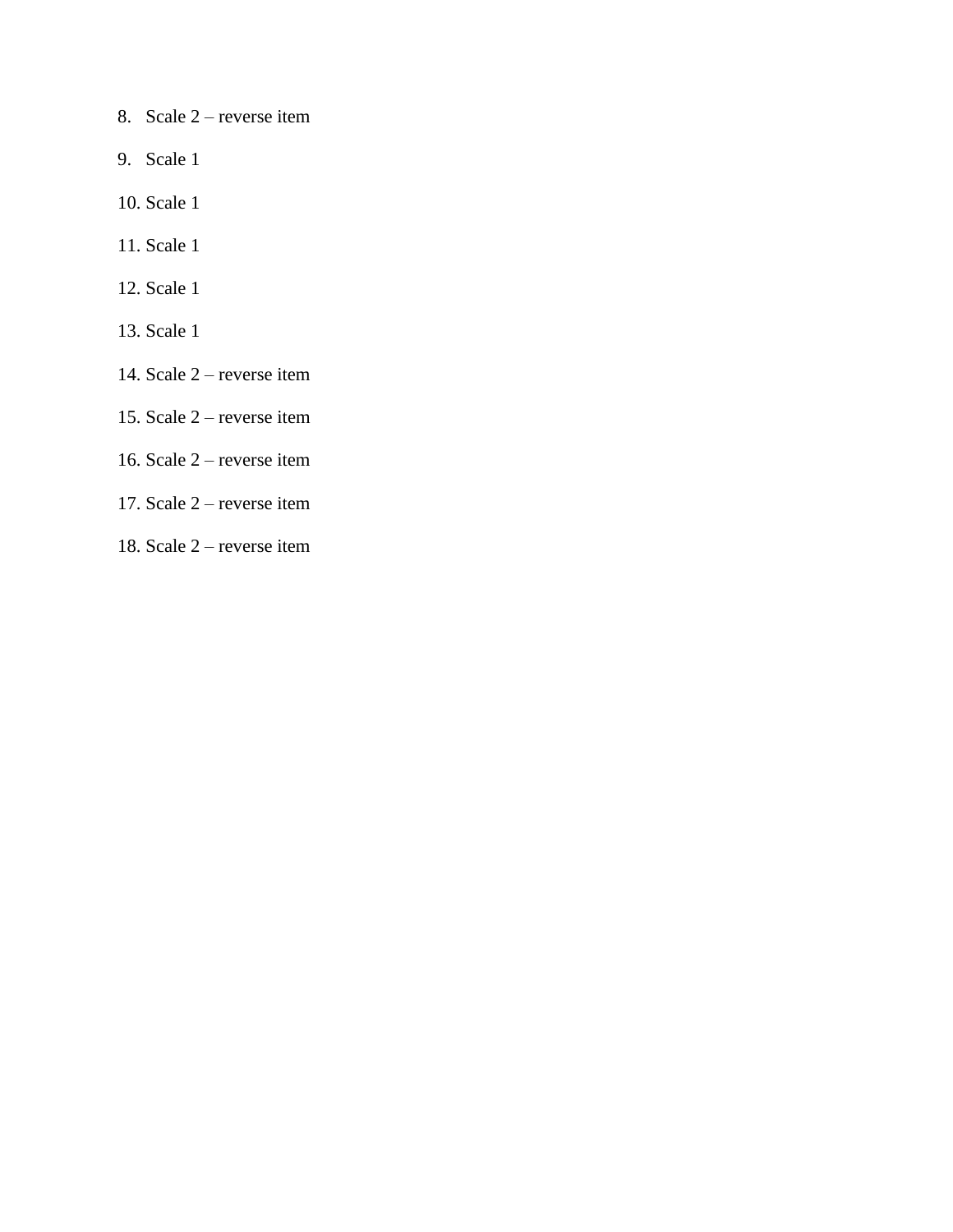8. Scale 2 – reverse item
9. Scale 1
10. Scale 1
11. Scale 1
12. Scale 1
13. Scale 1
14. Scale 2 – reverse item
15. Scale 2 – reverse item
16. Scale 2 – reverse item
17. Scale 2 – reverse item
18. Scale 2 – reverse item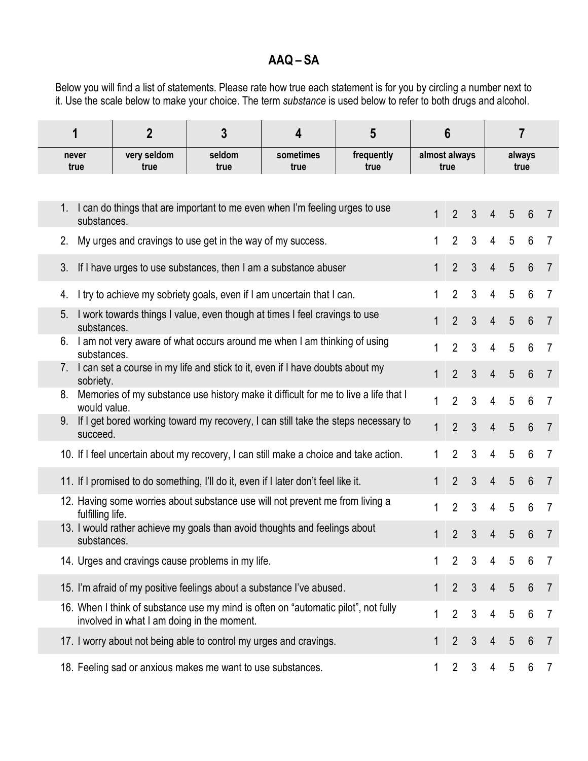# AAQ – SA

Below you will find a list of statements. Please rate how true each statement is for you by circling a number next to it. Use the scale below to make your choice. The term *substance* is used below to refer to both drugs and alcohol.

| 1 | 2 | 3 | 4 | 5 | 6 | 7 |
|---|---|---|---|---|---|---|
| never true | very seldom true | seldom true | sometimes true | frequently true | almost always true | always true |

| | | | | | | | |
|---|---|---|---|---|---|---|---|
| 1. I can do things that are important to me even when I'm feeling urges to use substances. | 1 | 2 | 3 | 4 | 5 | 6 | 7 |
| 2. My urges and cravings to use get in the way of my success. | 1 | 2 | 3 | 4 | 5 | 6 | 7 |
| 3. If I have urges to use substances, then I am a substance abuser | 1 | 2 | 3 | 4 | 5 | 6 | 7 |
| 4. I try to achieve my sobriety goals, even if I am uncertain that I can. | 1 | 2 | 3 | 4 | 5 | 6 | 7 |
| 5. I work towards things I value, even though at times I feel cravings to use substances. | 1 | 2 | 3 | 4 | 5 | 6 | 7 |
| 6. I am not very aware of what occurs around me when I am thinking of using substances. | 1 | 2 | 3 | 4 | 5 | 6 | 7 |
| 7. I can set a course in my life and stick to it, even if I have doubts about my sobriety. | 1 | 2 | 3 | 4 | 5 | 6 | 7 |
| 8. Memories of my substance use history make it difficult for me to live a life that I would value. | 1 | 2 | 3 | 4 | 5 | 6 | 7 |
| 9. If I get bored working toward my recovery, I can still take the steps necessary to succeed. | 1 | 2 | 3 | 4 | 5 | 6 | 7 |
| 10. If I feel uncertain about my recovery, I can still make a choice and take action. | 1 | 2 | 3 | 4 | 5 | 6 | 7 |
| 11. If I promised to do something, I'll do it, even if I later don't feel like it. | 1 | 2 | 3 | 4 | 5 | 6 | 7 |
| 12. Having some worries about substance use will not prevent me from living a fulfilling life. | 1 | 2 | 3 | 4 | 5 | 6 | 7 |
| 13. I would rather achieve my goals than avoid thoughts and feelings about substances. | 1 | 2 | 3 | 4 | 5 | 6 | 7 |
| 14. Urges and cravings cause problems in my life. | 1 | 2 | 3 | 4 | 5 | 6 | 7 |
| 15. I'm afraid of my positive feelings about a substance I've abused. | 1 | 2 | 3 | 4 | 5 | 6 | 7 |
| 16. When I think of substance use my mind is often on "automatic pilot", not fully involved in what I am doing in the moment. | 1 | 2 | 3 | 4 | 5 | 6 | 7 |
| 17. I worry about not being able to control my urges and cravings. | 1 | 2 | 3 | 4 | 5 | 6 | 7 |
| 18. Feeling sad or anxious makes me want to use substances. | 1 | 2 | 3 | 4 | 5 | 6 | 7 |